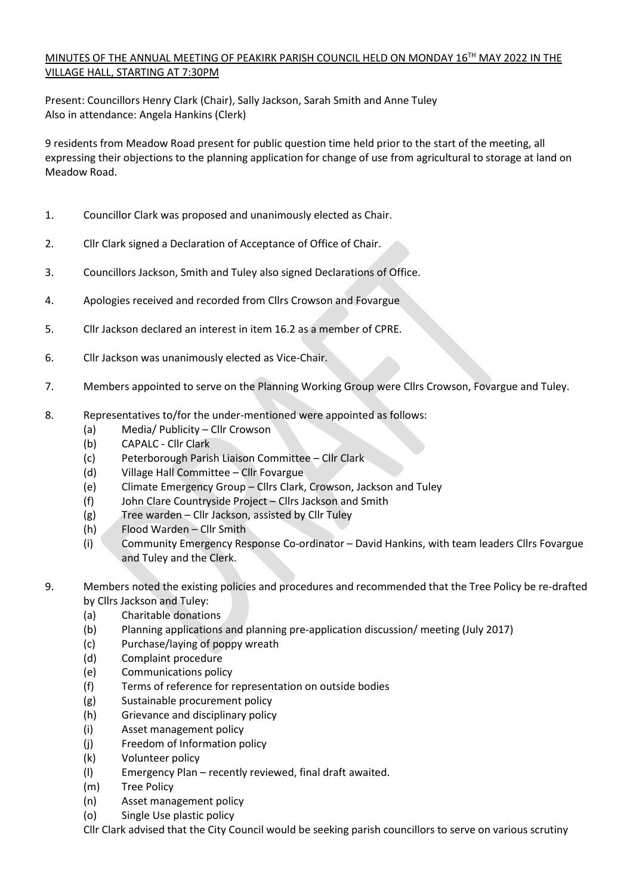MINUTES OF THE ANNUAL MEETING OF PEAKIRK PARISH COUNCIL HELD ON MONDAY 16TH MAY 2022 IN THE VILLAGE HALL, STARTING AT 7:30PM

Present: Councillors Henry Clark (Chair), Sally Jackson, Sarah Smith and Anne Tuley
Also in attendance: Angela Hankins (Clerk)

9 residents from Meadow Road present for public question time held prior to the start of the meeting, all expressing their objections to the planning application for change of use from agricultural to storage at land on Meadow Road.

1. Councillor Clark was proposed and unanimously elected as Chair.

2. Cllr Clark signed a Declaration of Acceptance of Office of Chair.

3. Councillors Jackson, Smith and Tuley also signed Declarations of Office.

4. Apologies received and recorded from Cllrs Crowson and Fovargue

5. Cllr Jackson declared an interest in item 16.2 as a member of CPRE.

6. Cllr Jackson was unanimously elected as Vice-Chair.

7. Members appointed to serve on the Planning Working Group were Cllrs Crowson, Fovargue and Tuley.

8. Representatives to/for the under-mentioned were appointed as follows:
   - (a) Media/ Publicity – Cllr Crowson
   - (b) CAPALC - Cllr Clark
   - (c) Peterborough Parish Liaison Committee – Cllr Clark
   - (d) Village Hall Committee – Cllr Fovargue
   - (e) Climate Emergency Group – Cllrs Clark, Crowson, Jackson and Tuley
   - (f) John Clare Countryside Project – Cllrs Jackson and Smith
   - (g) Tree warden – Cllr Jackson, assisted by Cllr Tuley
   - (h) Flood Warden – Cllr Smith
   - (i) Community Emergency Response Co-ordinator – David Hankins, with team leaders Cllrs Fovargue and Tuley and the Clerk.

9. Members noted the existing policies and procedures and recommended that the Tree Policy be re-drafted by Cllrs Jackson and Tuley:
   - (a) Charitable donations
   - (b) Planning applications and planning pre-application discussion/ meeting (July 2017)
   - (c) Purchase/laying of poppy wreath
   - (d) Complaint procedure
   - (e) Communications policy
   - (f) Terms of reference for representation on outside bodies
   - (g) Sustainable procurement policy
   - (h) Grievance and disciplinary policy
   - (i) Asset management policy
   - (j) Freedom of Information policy
   - (k) Volunteer policy
   - (l) Emergency Plan – recently reviewed, final draft awaited.
   - (m) Tree Policy
   - (n) Asset management policy
   - (o) Single Use plastic policy

   Cllr Clark advised that the City Council would be seeking parish councillors to serve on various scrutiny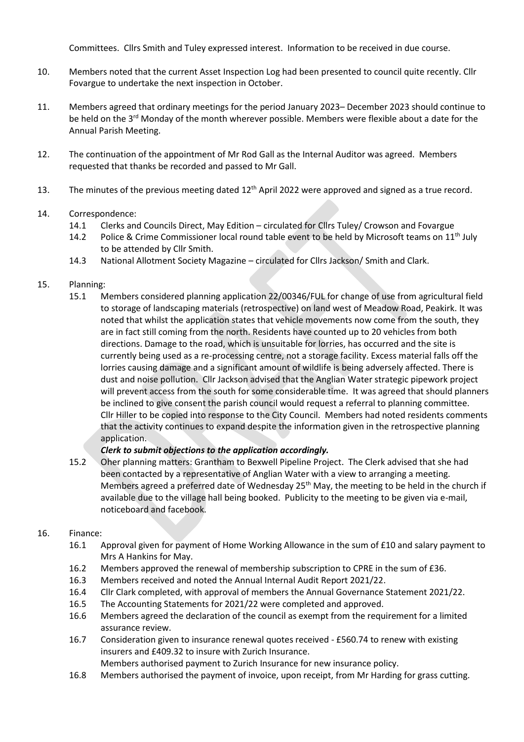Committees. Cllrs Smith and Tuley expressed interest. Information to be received in due course.

10. Members noted that the current Asset Inspection Log had been presented to council quite recently. Cllr Fovargue to undertake the next inspection in October.

11. Members agreed that ordinary meetings for the period January 2023– December 2023 should continue to be held on the 3rd Monday of the month wherever possible. Members were flexible about a date for the Annual Parish Meeting.

12. The continuation of the appointment of Mr Rod Gall as the Internal Auditor was agreed. Members requested that thanks be recorded and passed to Mr Gall.

13. The minutes of the previous meeting dated 12th April 2022 were approved and signed as a true record.

14. Correspondence:
    - 14.1 Clerks and Councils Direct, May Edition – circulated for Cllrs Tuley/ Crowson and Fovargue
    - 14.2 Police & Crime Commissioner local round table event to be held by Microsoft teams on 11th July to be attended by Cllr Smith.
    - 14.3 National Allotment Society Magazine – circulated for Cllrs Jackson/ Smith and Clark.

15. Planning:
    - 15.1 Members considered planning application 22/00346/FUL for change of use from agricultural field to storage of landscaping materials (retrospective) on land west of Meadow Road, Peakirk. It was noted that whilst the application states that vehicle movements now come from the south, they are in fact still coming from the north. Residents have counted up to 20 vehicles from both directions. Damage to the road, which is unsuitable for lorries, has occurred and the site is currently being used as a re-processing centre, not a storage facility. Excess material falls off the lorries causing damage and a significant amount of wildlife is being adversely affected. There is dust and noise pollution. Cllr Jackson advised that the Anglian Water strategic pipework project will prevent access from the south for some considerable time. It was agreed that should planners be inclined to give consent the parish council would request a referral to planning committee. Cllr Hiller to be copied into response to the City Council. Members had noted residents comments that the activity continues to expand despite the information given in the retrospective planning application.

      ***Clerk to submit objections to the application accordingly.***
    - 15.2 Oher planning matters: Grantham to Bexwell Pipeline Project. The Clerk advised that she had been contacted by a representative of Anglian Water with a view to arranging a meeting. Members agreed a preferred date of Wednesday 25th May, the meeting to be held in the church if available due to the village hall being booked. Publicity to the meeting to be given via e-mail, noticeboard and facebook.

16. Finance:
    - 16.1 Approval given for payment of Home Working Allowance in the sum of £10 and salary payment to Mrs A Hankins for May.
    - 16.2 Members approved the renewal of membership subscription to CPRE in the sum of £36.
    - 16.3 Members received and noted the Annual Internal Audit Report 2021/22.
    - 16.4 Cllr Clark completed, with approval of members the Annual Governance Statement 2021/22.
    - 16.5 The Accounting Statements for 2021/22 were completed and approved.
    - 16.6 Members agreed the declaration of the council as exempt from the requirement for a limited assurance review.
    - 16.7 Consideration given to insurance renewal quotes received - £560.74 to renew with existing insurers and £409.32 to insure with Zurich Insurance.
      Members authorised payment to Zurich Insurance for new insurance policy.
    - 16.8 Members authorised the payment of invoice, upon receipt, from Mr Harding for grass cutting.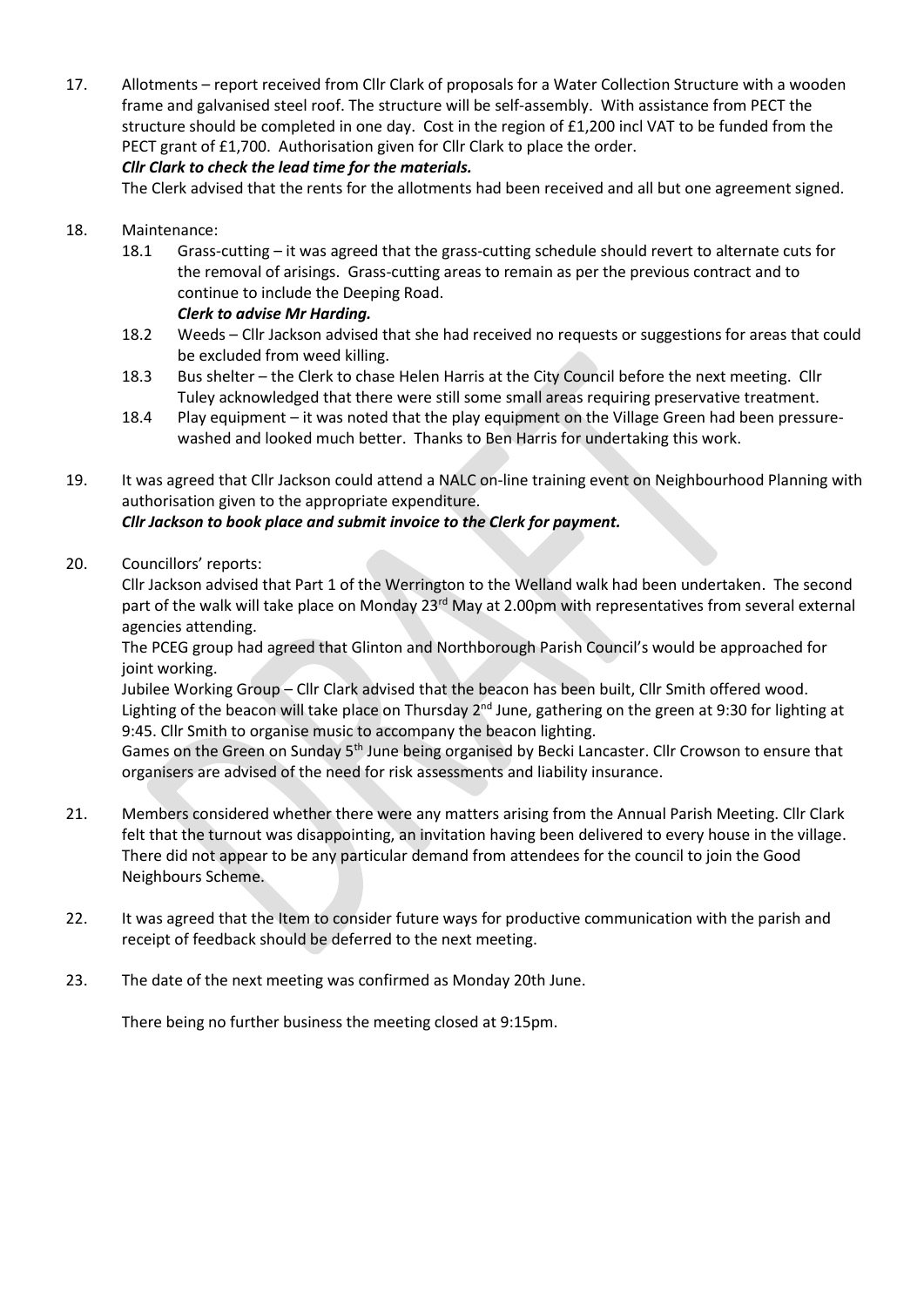17. Allotments – report received from Cllr Clark of proposals for a Water Collection Structure with a wooden frame and galvanised steel roof. The structure will be self-assembly. With assistance from PECT the structure should be completed in one day. Cost in the region of £1,200 incl VAT to be funded from the PECT grant of £1,700. Authorisation given for Cllr Clark to place the order.
    ***Cllr Clark to check the lead time for the materials.***
    The Clerk advised that the rents for the allotments had been received and all but one agreement signed.

18. Maintenance:
    - 18.1 Grass-cutting – it was agreed that the grass-cutting schedule should revert to alternate cuts for the removal of arisings. Grass-cutting areas to remain as per the previous contract and to continue to include the Deeping Road.
      ***Clerk to advise Mr Harding.***
    - 18.2 Weeds – Cllr Jackson advised that she had received no requests or suggestions for areas that could be excluded from weed killing.
    - 18.3 Bus shelter – the Clerk to chase Helen Harris at the City Council before the next meeting. Cllr Tuley acknowledged that there were still some small areas requiring preservative treatment.
    - 18.4 Play equipment – it was noted that the play equipment on the Village Green had been pressure-washed and looked much better. Thanks to Ben Harris for undertaking this work.

19. It was agreed that Cllr Jackson could attend a NALC on-line training event on Neighbourhood Planning with authorisation given to the appropriate expenditure.
    ***Cllr Jackson to book place and submit invoice to the Clerk for payment.***

20. Councillors' reports:
    Cllr Jackson advised that Part 1 of the Werrington to the Welland walk had been undertaken. The second part of the walk will take place on Monday 23rd May at 2.00pm with representatives from several external agencies attending.
    The PCEG group had agreed that Glinton and Northborough Parish Council's would be approached for joint working.
    Jubilee Working Group – Cllr Clark advised that the beacon has been built, Cllr Smith offered wood. Lighting of the beacon will take place on Thursday 2nd June, gathering on the green at 9:30 for lighting at 9:45. Cllr Smith to organise music to accompany the beacon lighting.
    Games on the Green on Sunday 5th June being organised by Becki Lancaster. Cllr Crowson to ensure that organisers are advised of the need for risk assessments and liability insurance.

21. Members considered whether there were any matters arising from the Annual Parish Meeting. Cllr Clark felt that the turnout was disappointing, an invitation having been delivered to every house in the village. There did not appear to be any particular demand from attendees for the council to join the Good Neighbours Scheme.

22. It was agreed that the Item to consider future ways for productive communication with the parish and receipt of feedback should be deferred to the next meeting.

23. The date of the next meeting was confirmed as Monday 20th June.

    There being no further business the meeting closed at 9:15pm.